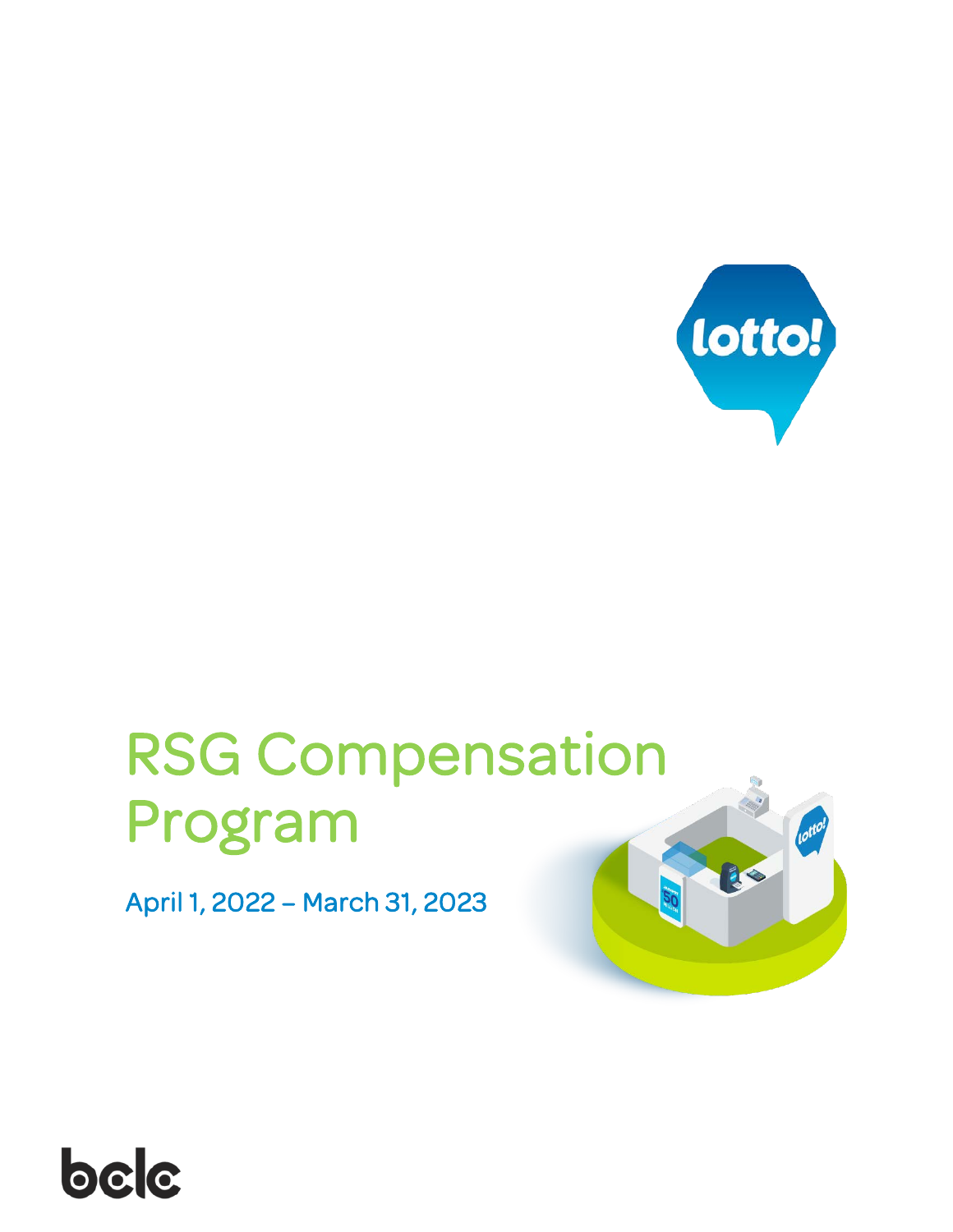# RSG Compensation Program

April 1, 2022 – March 31, 2023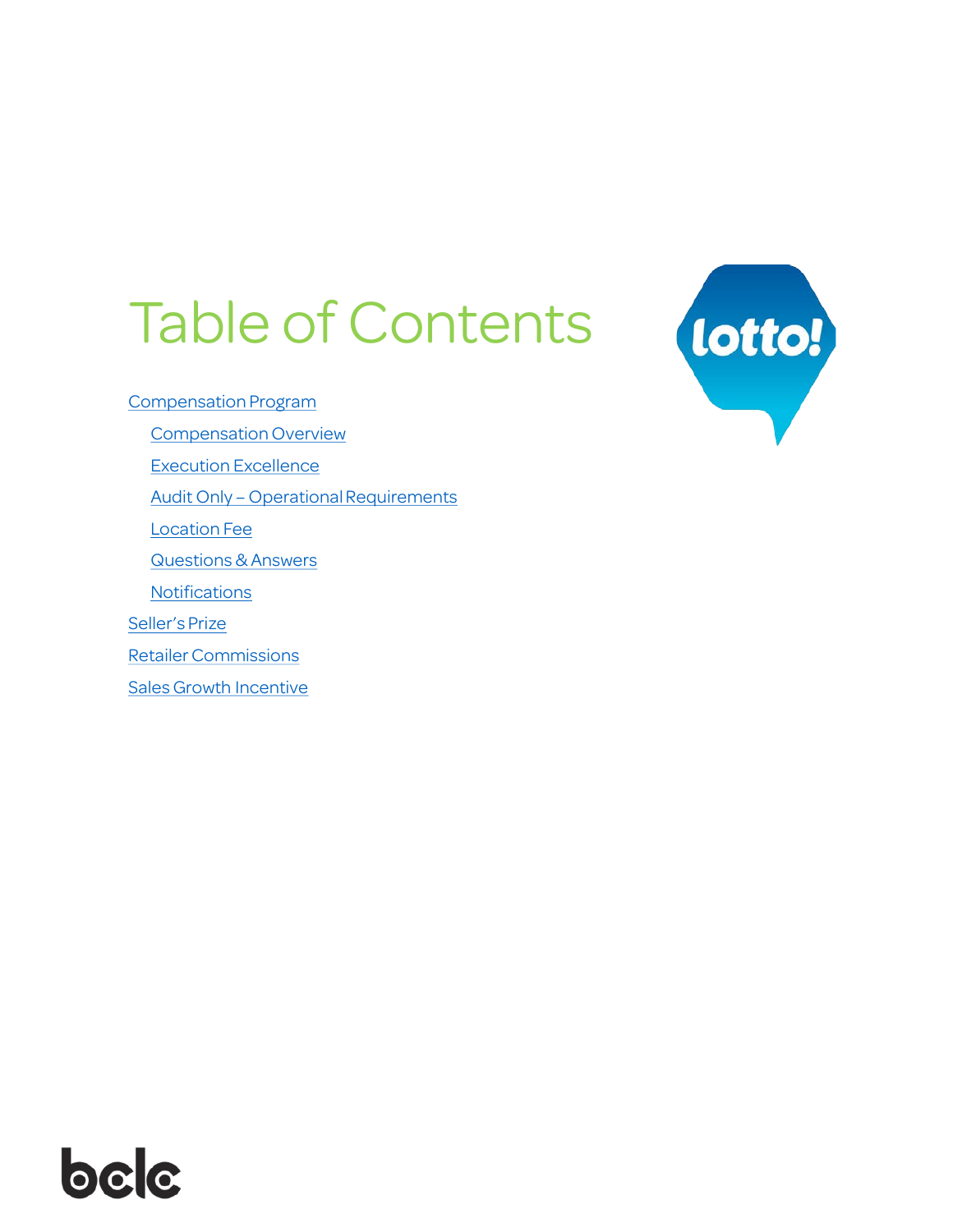# Table of Contents

- Compensation Program
  - Compensation Overview
  - Execution Excellence
  - Audit Only – Operational Requirements
  - Location Fee
  - Questions & Answers
  - Notifications
- Seller's Prize
- Retailer Commissions
- Sales Growth Incentive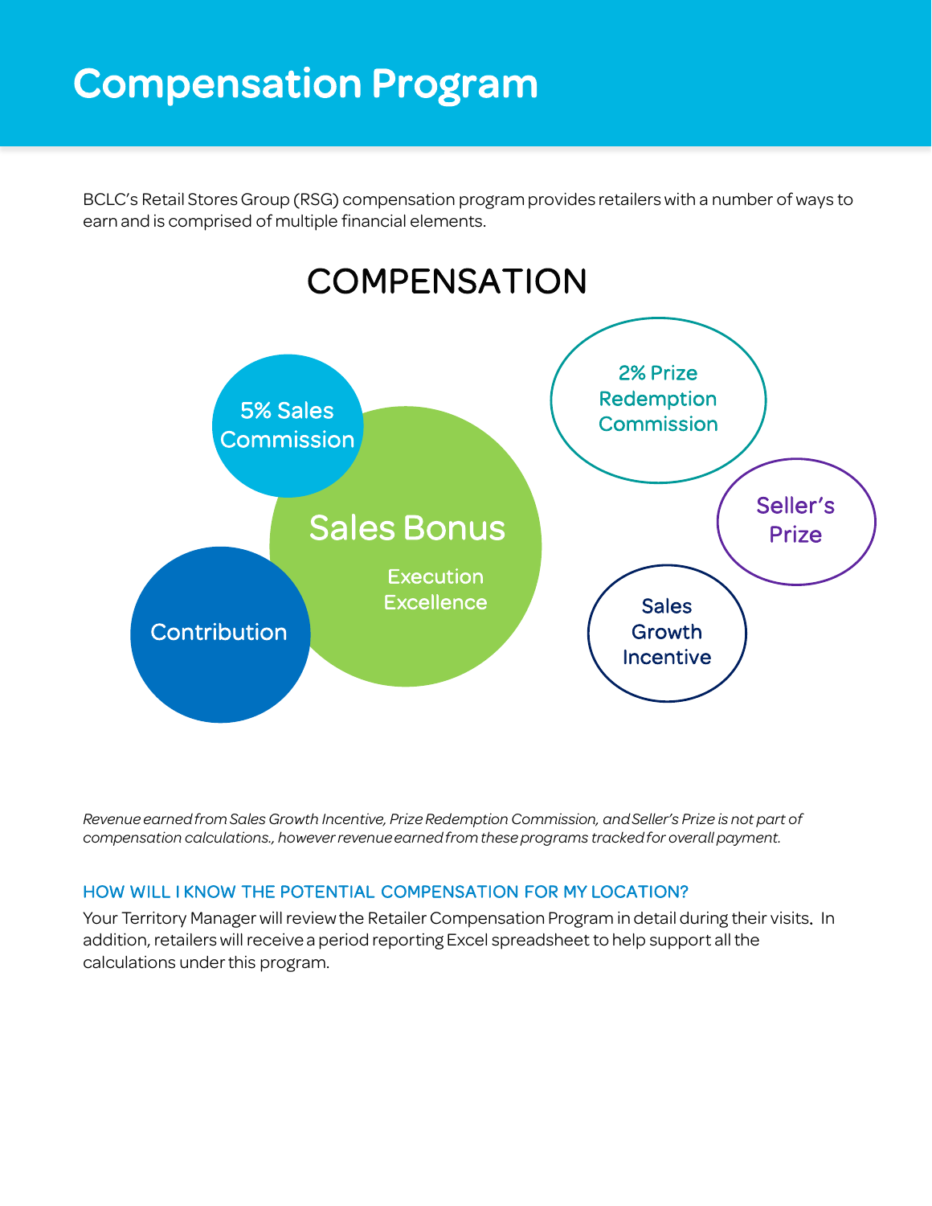# Compensation Program

BCLC's Retail Stores Group (RSG) compensation program provides retailers with a number of ways to earn and is comprised of multiple financial elements.

## COMPENSATION

- 5% Sales Commission
- Sales Bonus
  - Execution Excellence
- Contribution
- 2% Prize Redemption Commission
- Seller's Prize
- Sales Growth Incentive

*Revenue earned from Sales Growth Incentive, Prize Redemption Commission, and Seller's Prize is not part of compensation calculations., however revenue earned from these programs tracked for overall payment.*

### HOW WILL I KNOW THE POTENTIAL COMPENSATION FOR MY LOCATION?

Your Territory Manager will review the Retailer Compensation Program in detail during their visits. In addition, retailers will receive a period reporting Excel spreadsheet to help support all the calculations under this program.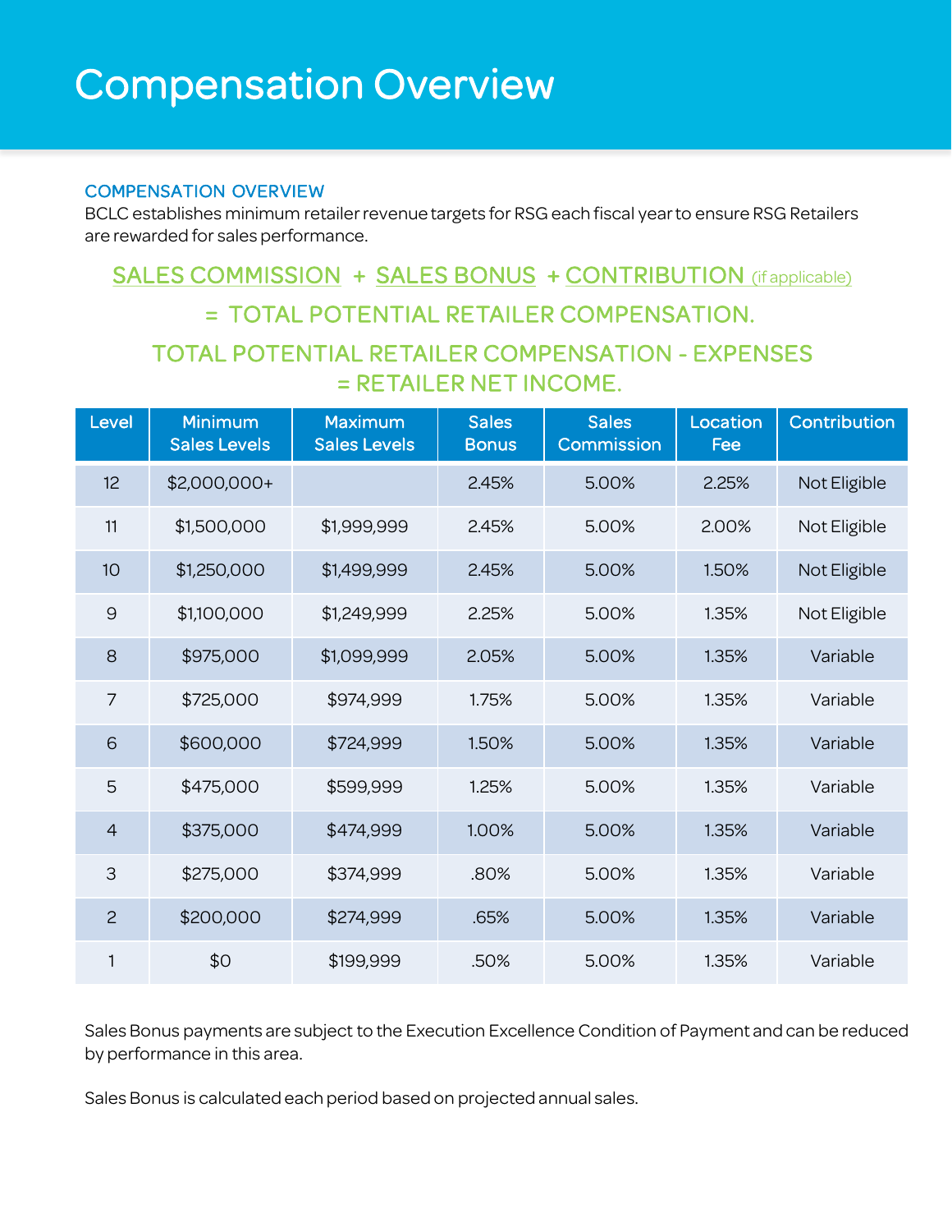# Compensation Overview

### COMPENSATION OVERVIEW

BCLC establishes minimum retailer revenue targets for RSG each fiscal year to ensure RSG Retailers are rewarded for sales performance.

**SALES COMMISSION + SALES BONUS + CONTRIBUTION (if applicable)**

**= TOTAL POTENTIAL RETAILER COMPENSATION.**

**TOTAL POTENTIAL RETAILER COMPENSATION - EXPENSES = RETAILER NET INCOME.**

| Level | Minimum Sales Levels | Maximum Sales Levels | Sales Bonus | Sales Commission | Location Fee | Contribution |
|---|---|---|---|---|---|---|
| 12 | $2,000,000+ | | 2.45% | 5.00% | 2.25% | Not Eligible |
| 11 | $1,500,000 | $1,999,999 | 2.45% | 5.00% | 2.00% | Not Eligible |
| 10 | $1,250,000 | $1,499,999 | 2.45% | 5.00% | 1.50% | Not Eligible |
| 9 | $1,100,000 | $1,249,999 | 2.25% | 5.00% | 1.35% | Not Eligible |
| 8 | $975,000 | $1,099,999 | 2.05% | 5.00% | 1.35% | Variable |
| 7 | $725,000 | $974,999 | 1.75% | 5.00% | 1.35% | Variable |
| 6 | $600,000 | $724,999 | 1.50% | 5.00% | 1.35% | Variable |
| 5 | $475,000 | $599,999 | 1.25% | 5.00% | 1.35% | Variable |
| 4 | $375,000 | $474,999 | 1.00% | 5.00% | 1.35% | Variable |
| 3 | $275,000 | $374,999 | .80% | 5.00% | 1.35% | Variable |
| 2 | $200,000 | $274,999 | .65% | 5.00% | 1.35% | Variable |
| 1 | $0 | $199,999 | .50% | 5.00% | 1.35% | Variable |

Sales Bonus payments are subject to the Execution Excellence Condition of Payment and can be reduced by performance in this area.

Sales Bonus is calculated each period based on projected annual sales.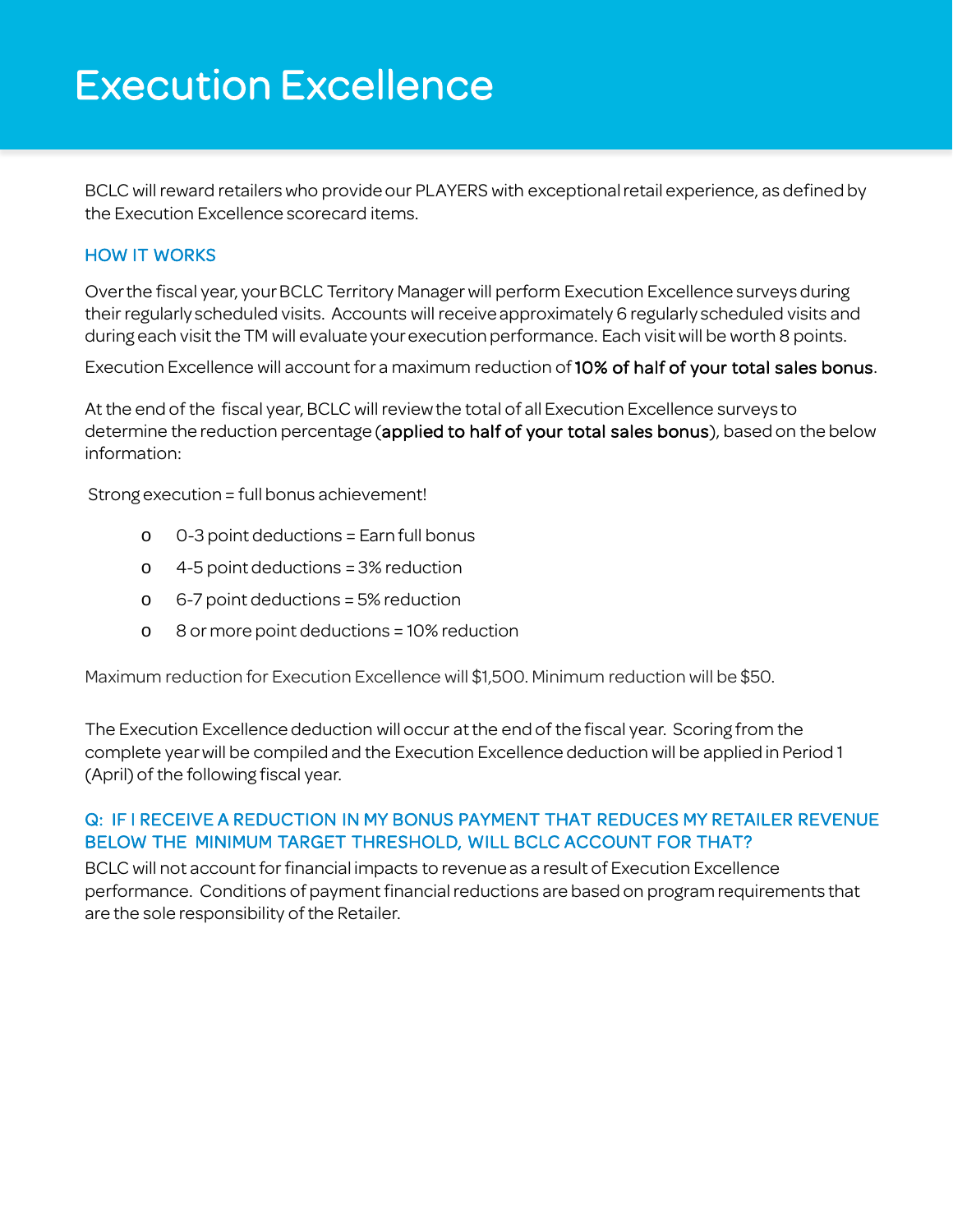# Execution Excellence

BCLC will reward retailers who provide our PLAYERS with exceptional retail experience, as defined by the Execution Excellence scorecard items.

## HOW IT WORKS

Over the fiscal year, your BCLC Territory Manager will perform Execution Excellence surveys during their regularly scheduled visits. Accounts will receive approximately 6 regularly scheduled visits and during each visit the TM will evaluate your execution performance. Each visit will be worth 8 points.

Execution Excellence will account for a maximum reduction of **10% of half of your total sales bonus**.

At the end of the fiscal year, BCLC will review the total of all Execution Excellence surveys to determine the reduction percentage (**applied to half of your total sales bonus**), based on the below information:

Strong execution = full bonus achievement!

- 0-3 point deductions = Earn full bonus
- 4-5 point deductions = 3% reduction
- 6-7 point deductions = 5% reduction
- 8 or more point deductions = 10% reduction

Maximum reduction for Execution Excellence will $1,500. Minimum reduction will be $50.

The Execution Excellence deduction will occur at the end of the fiscal year. Scoring from the complete year will be compiled and the Execution Excellence deduction will be applied in Period 1 (April) of the following fiscal year.

## Q: IF I RECEIVE A REDUCTION IN MY BONUS PAYMENT THAT REDUCES MY RETAILER REVENUE BELOW THE MINIMUM TARGET THRESHOLD, WILL BCLC ACCOUNT FOR THAT?

BCLC will not account for financial impacts to revenue as a result of Execution Excellence performance. Conditions of payment financial reductions are based on program requirements that are the sole responsibility of the Retailer.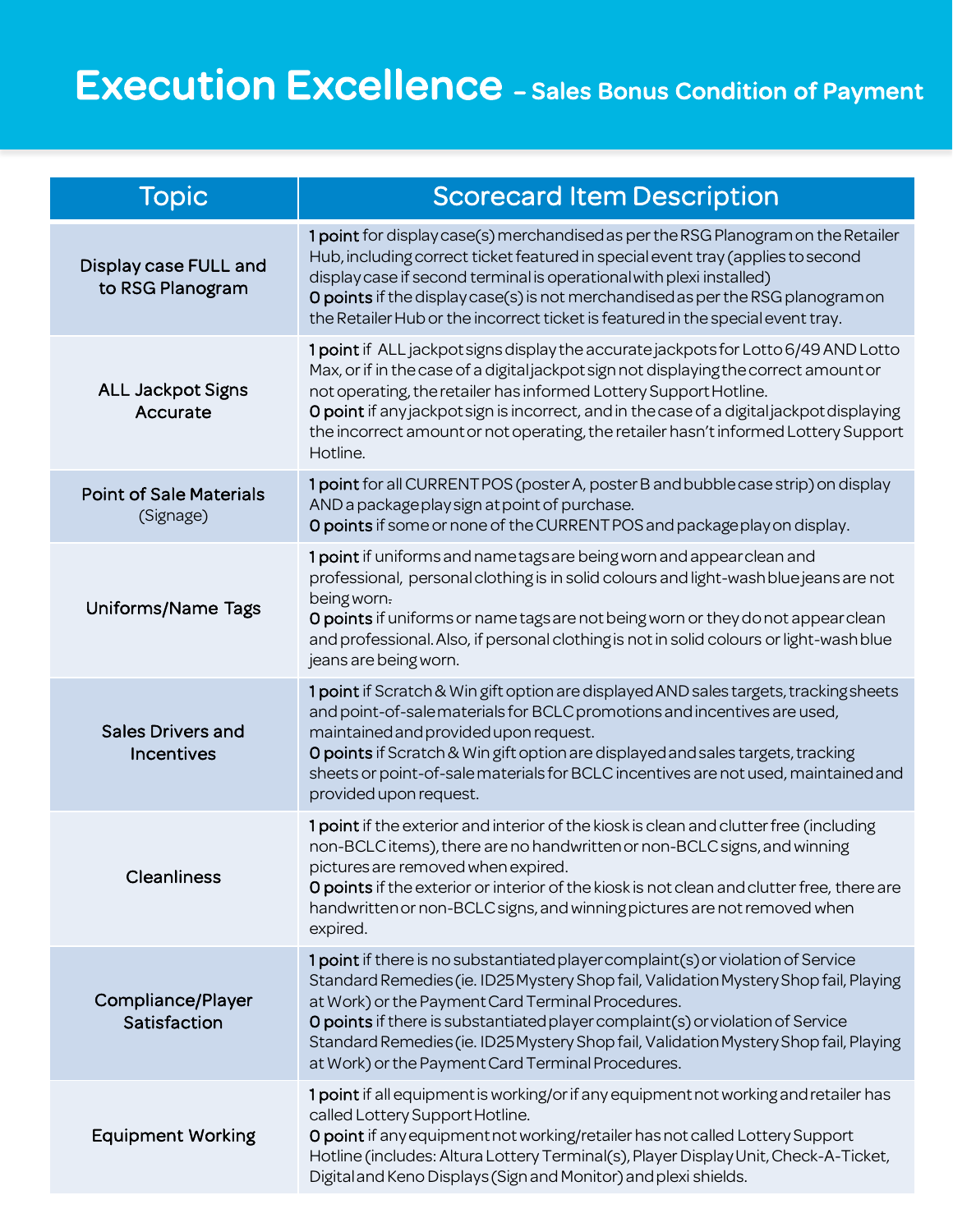# Execution Excellence – Sales Bonus Condition of Payment

| Topic | Scorecard Item Description |
|---|---|
| Display case FULL and to RSG Planogram | **1 point** for display case(s) merchandised as per the RSG Planogram on the Retailer Hub, including correct ticket featured in special event tray (applies to second display case if second terminal is operational with plexi installed)<br>**0 points** if the display case(s) is not merchandised as per the RSG planogram on the Retailer Hub or the incorrect ticket is featured in the special event tray. |
| ALL Jackpot Signs Accurate | **1 point** if ALL jackpot signs display the accurate jackpots for Lotto 6/49 AND Lotto Max, or if in the case of a digital jackpot sign not displaying the correct amount or not operating, the retailer has informed Lottery Support Hotline.<br>**0 point** if any jackpot sign is incorrect, and in the case of a digital jackpot displaying the incorrect amount or not operating, the retailer hasn't informed Lottery Support Hotline. |
| Point of Sale Materials (Signage) | **1 point** for all CURRENT POS (poster A, poster B and bubble case strip) on display AND a package play sign at point of purchase.<br>**0 points** if some or none of the CURRENT POS and package play on display. |
| Uniforms/Name Tags | **1 point** if uniforms and name tags are being worn and appear clean and professional, personal clothing is in solid colours and light-wash blue jeans are not being worn.<br>**0 points** if uniforms or name tags are not being worn or they do not appear clean and professional. Also, if personal clothing is not in solid colours or light-wash blue jeans are being worn. |
| Sales Drivers and Incentives | **1 point** if Scratch & Win gift option are displayed AND sales targets, tracking sheets and point-of-sale materials for BCLC promotions and incentives are used, maintained and provided upon request.<br>**0 points** if Scratch & Win gift option are displayed and sales targets, tracking sheets or point-of-sale materials for BCLC incentives are not used, maintained and provided upon request. |
| Cleanliness | **1 point** if the exterior and interior of the kiosk is clean and clutter free (including non-BCLC items), there are no handwritten or non-BCLC signs, and winning pictures are removed when expired.<br>**0 points** if the exterior or interior of the kiosk is not clean and clutter free, there are handwritten or non-BCLC signs, and winning pictures are not removed when expired. |
| Compliance/Player Satisfaction | **1 point** if there is no substantiated player complaint(s) or violation of Service Standard Remedies (ie. ID25 Mystery Shop fail, Validation Mystery Shop fail, Playing at Work) or the Payment Card Terminal Procedures.<br>**0 points** if there is substantiated player complaint(s) or violation of Service Standard Remedies (ie. ID25 Mystery Shop fail, Validation Mystery Shop fail, Playing at Work) or the Payment Card Terminal Procedures. |
| Equipment Working | **1 point** if all equipment is working/or if any equipment not working and retailer has called Lottery Support Hotline.<br>**0 point** if any equipment not working/retailer has not called Lottery Support Hotline (includes: Altura Lottery Terminal(s), Player Display Unit, Check-A-Ticket, Digital and Keno Displays (Sign and Monitor) and plexi shields. |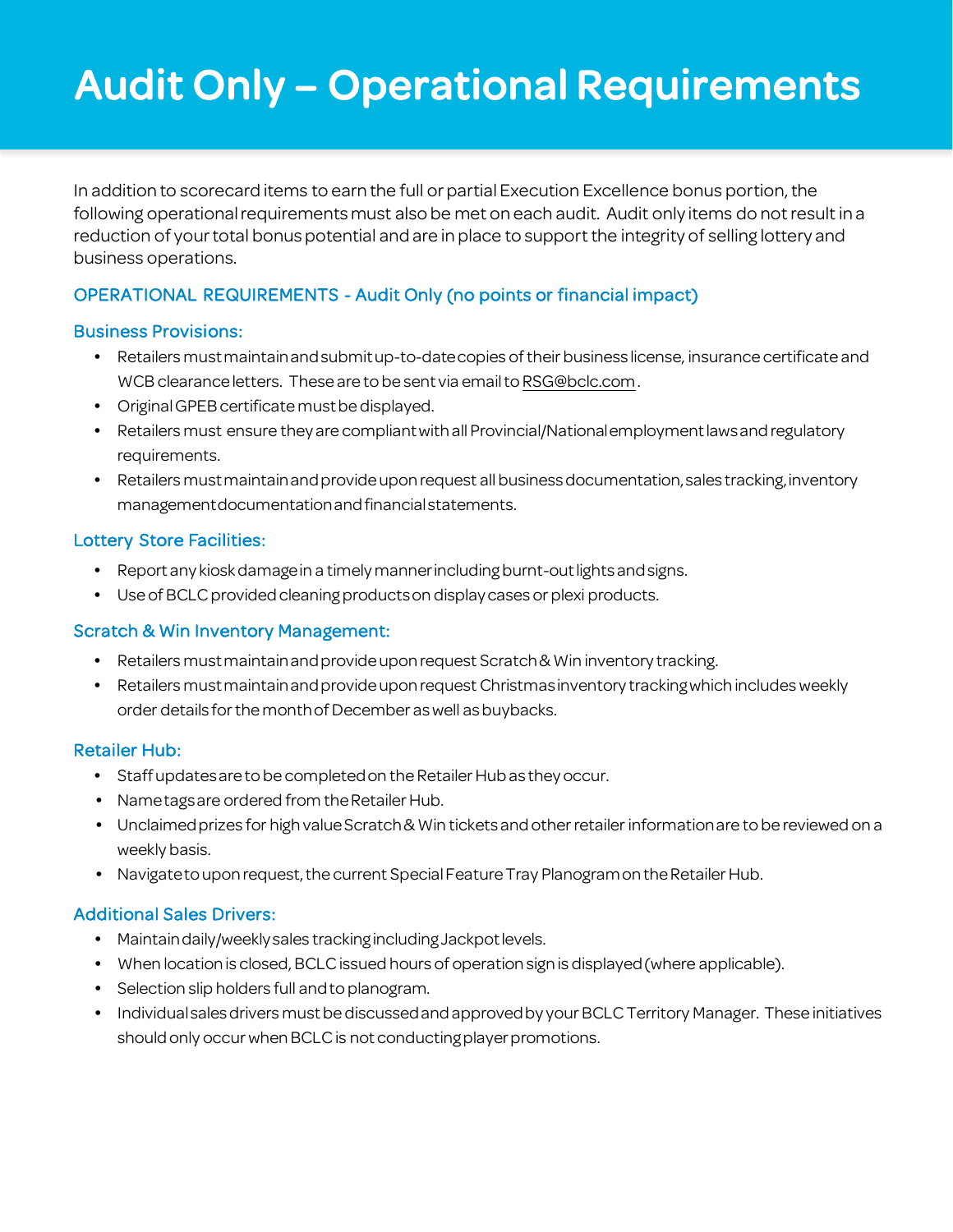# Audit Only – Operational Requirements

In addition to scorecard items to earn the full or partial Execution Excellence bonus portion, the following operational requirements must also be met on each audit. Audit only items do not result in a reduction of your total bonus potential and are in place to support the integrity of selling lottery and business operations.

## OPERATIONAL REQUIREMENTS - Audit Only (no points or financial impact)

### Business Provisions:

- Retailers must maintain and submit up-to-date copies of their business license, insurance certificate and WCB clearance letters. These are to be sent via email to RSG@bclc.com.
- Original GPEB certificate must be displayed.
- Retailers must ensure they are compliant with all Provincial/National employment laws and regulatory requirements.
- Retailers must maintain and provide upon request all business documentation, sales tracking, inventory management documentation and financial statements.

### Lottery Store Facilities:

- Report any kiosk damage in a timely manner including burnt-out lights and signs.
- Use of BCLC provided cleaning products on display cases or plexi products.

### Scratch & Win Inventory Management:

- Retailers must maintain and provide upon request Scratch & Win inventory tracking.
- Retailers must maintain and provide upon request Christmas inventory tracking which includes weekly order details for the month of December as well as buybacks.

### Retailer Hub:

- Staff updates are to be completed on the Retailer Hub as they occur.
- Name tags are ordered from the Retailer Hub.
- Unclaimed prizes for high value Scratch & Win tickets and other retailer information are to be reviewed on a weekly basis.
- Navigate to upon request, the current Special Feature Tray Planogram on the Retailer Hub.

### Additional Sales Drivers:

- Maintain daily/weekly sales tracking including Jackpot levels.
- When location is closed, BCLC issued hours of operation sign is displayed (where applicable).
- Selection slip holders full and to planogram.
- Individual sales drivers must be discussed and approved by your BCLC Territory Manager. These initiatives should only occur when BCLC is not conducting player promotions.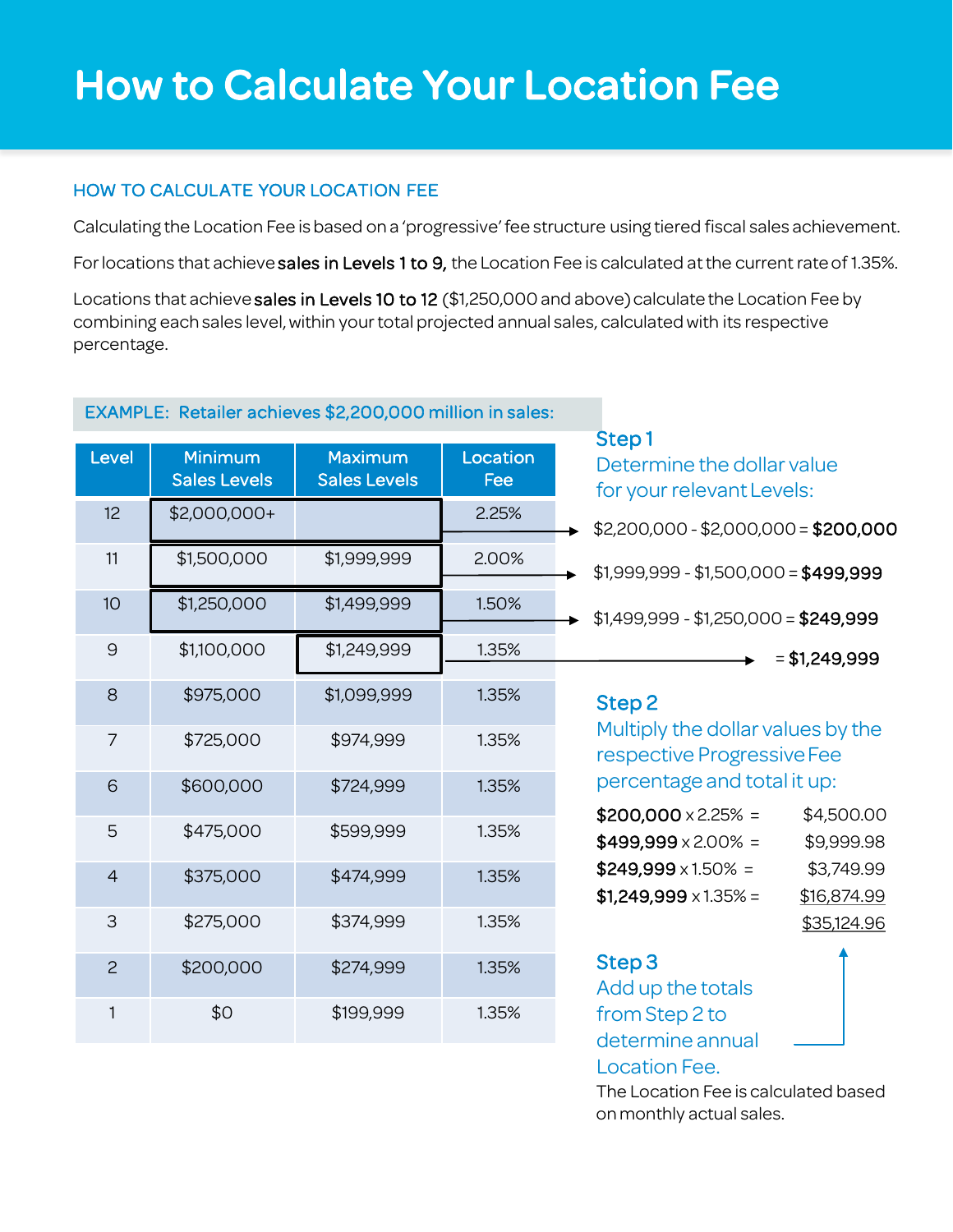# How to Calculate Your Location Fee

## HOW TO CALCULATE YOUR LOCATION FEE

Calculating the Location Fee is based on a 'progressive' fee structure using tiered fiscal sales achievement.

For locations that achieve **sales in Levels 1 to 9,** the Location Fee is calculated at the current rate of 1.35%.

Locations that achieve **sales in Levels 10 to 12** ($1,250,000 and above) calculate the Location Fee by combining each sales level, within your total projected annual sales, calculated with its respective percentage.

### EXAMPLE: Retailer achieves $2,200,000 million in sales:

| Level | Minimum Sales Levels | Maximum Sales Levels | Location Fee |
|---|---|---|---|
| 12 | $2,000,000+ | | 2.25% |
| 11 | $1,500,000 | $1,999,999 | 2.00% |
| 10 | $1,250,000 | $1,499,999 | 1.50% |
| 9 | $1,100,000 | $1,249,999 | 1.35% |
| 8 | $975,000 | $1,099,999 | 1.35% |
| 7 | $725,000 | $974,999 | 1.35% |
| 6 | $600,000 | $724,999 | 1.35% |
| 5 | $475,000 | $599,999 | 1.35% |
| 4 | $375,000 | $474,999 | 1.35% |
| 3 | $275,000 | $374,999 | 1.35% |
| 2 | $200,000 | $274,999 | 1.35% |
| 1 | $0 | $199,999 | 1.35% |

**Step 1**

Determine the dollar value for your relevant Levels:

- $2,200,000 - $2,000,000 = **$200,000**
- $1,999,999 - $1,500,000 = **$499,999**
- $1,499,999 - $1,250,000 = **$249,999**
- = **$1,249,999**

**Step 2**

Multiply the dollar values by the respective Progressive Fee percentage and total it up:

| | |
|---|---|
| **$200,000** x 2.25% = | $4,500.00 |
| **$499,999** x 2.00% = | $9,999.98 |
| **$249,999** x 1.50% = | $3,749.99 |
| **$1,249,999** x 1.35% = | $16,874.99 |
| | $35,124.96 |

**Step 3**

Add up the totals from Step 2 to determine annual Location Fee.

The Location Fee is calculated based on monthly actual sales.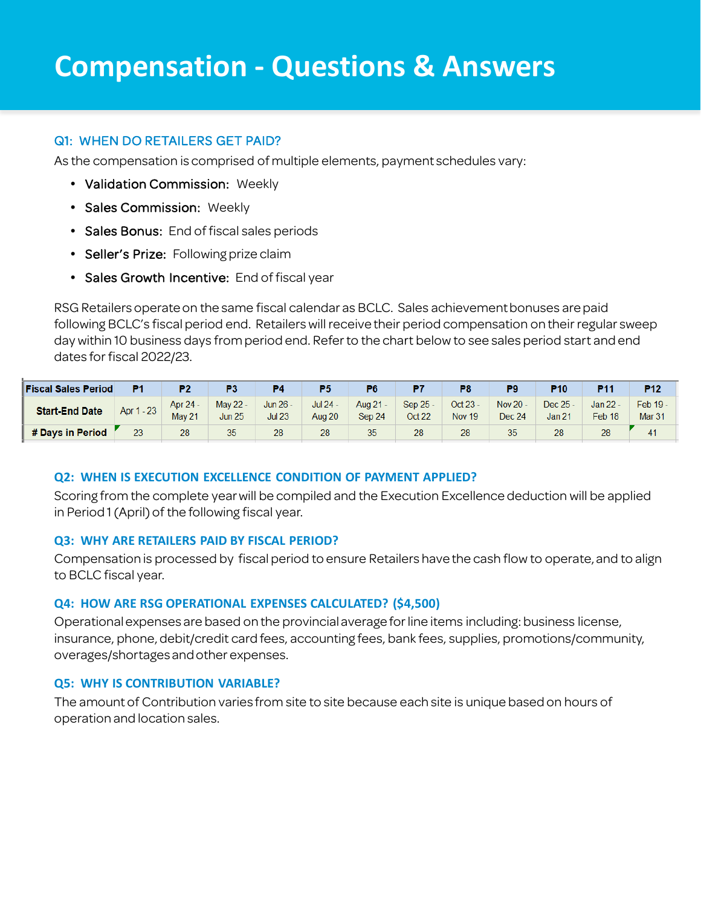# Compensation - Questions & Answers

### Q1: WHEN DO RETAILERS GET PAID?

As the compensation is comprised of multiple elements, payment schedules vary:

- **Validation Commission:** Weekly
- **Sales Commission:** Weekly
- **Sales Bonus:** End of fiscal sales periods
- **Seller's Prize:** Following prize claim
- **Sales Growth Incentive:** End of fiscal year

RSG Retailers operate on the same fiscal calendar as BCLC. Sales achievement bonuses are paid following BCLC's fiscal period end. Retailers will receive their period compensation on their regular sweep day within 10 business days from period end. Refer to the chart below to see sales period start and end dates for fiscal 2022/23.

| Fiscal Sales Period | P1 | P2 | P3 | P4 | P5 | P6 | P7 | P8 | P9 | P10 | P11 | P12 |
|---|---|---|---|---|---|---|---|---|---|---|---|---|
| Start-End Date | Apr 1 - 23 | Apr 24 - May 21 | May 22 - Jun 25 | Jun 26 - Jul 23 | Jul 24 - Aug 20 | Aug 21 - Sep 24 | Sep 25 - Oct 22 | Oct 23 - Nov 19 | Nov 20 - Dec 24 | Dec 25 - Jan 21 | Jan 22 - Feb 18 | Feb 19 - Mar 31 |
| # Days in Period | 23 | 28 | 35 | 28 | 28 | 35 | 28 | 28 | 35 | 28 | 28 | 41 |

### Q2: WHEN IS EXECUTION EXCELLENCE CONDITION OF PAYMENT APPLIED?

Scoring from the complete year will be compiled and the Execution Excellence deduction will be applied in Period 1 (April) of the following fiscal year.

### Q3: WHY ARE RETAILERS PAID BY FISCAL PERIOD?

Compensation is processed by fiscal period to ensure Retailers have the cash flow to operate, and to align to BCLC fiscal year.

### Q4: HOW ARE RSG OPERATIONAL EXPENSES CALCULATED? ($4,500)

Operational expenses are based on the provincial average for line items including: business license, insurance, phone, debit/credit card fees, accounting fees, bank fees, supplies, promotions/community, overages/shortages and other expenses.

### Q5: WHY IS CONTRIBUTION VARIABLE?

The amount of Contribution varies from site to site because each site is unique based on hours of operation and location sales.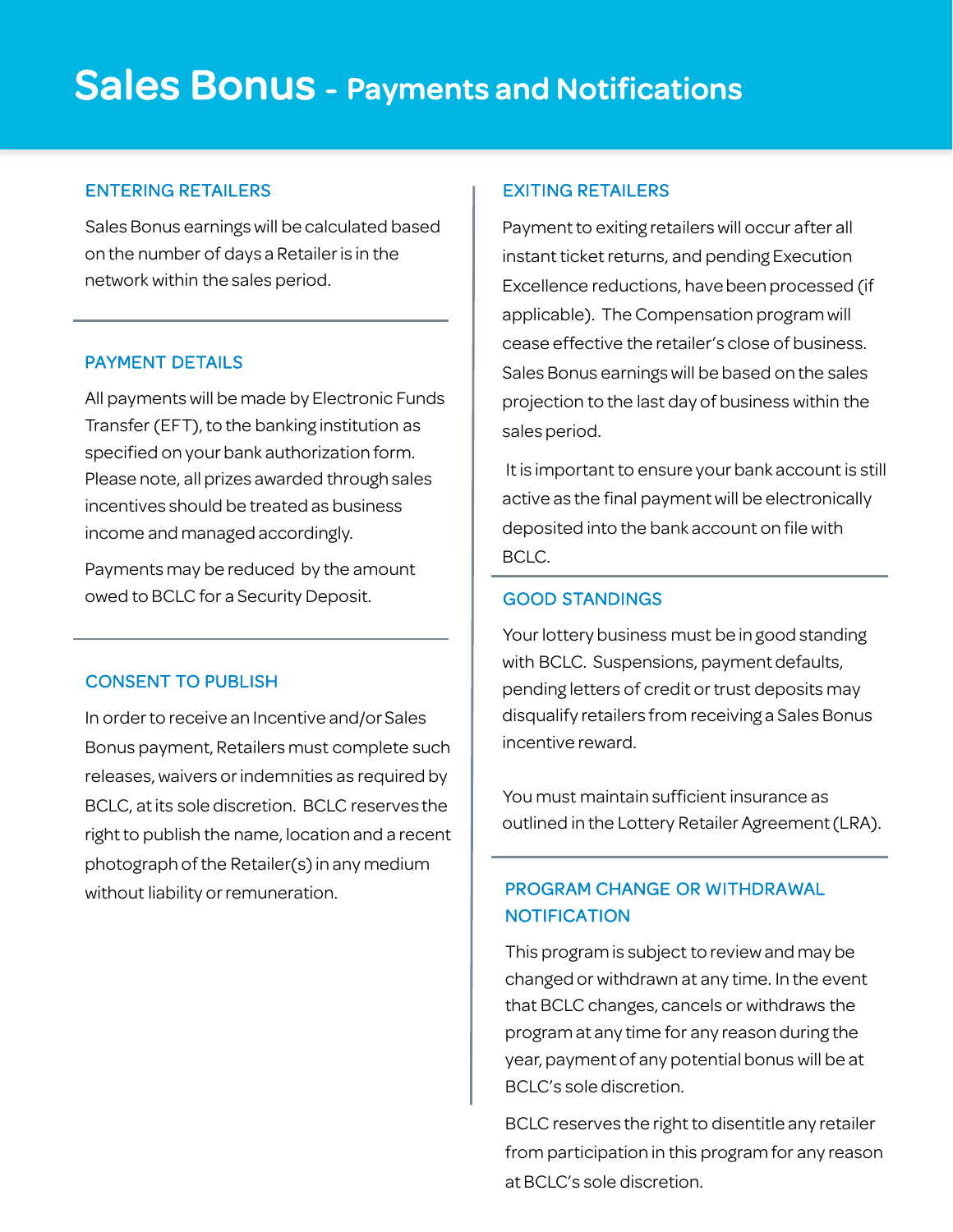# Sales Bonus - Payments and Notifications

## ENTERING RETAILERS

Sales Bonus earnings will be calculated based on the number of days a Retailer is in the network within the sales period.

## PAYMENT DETAILS

All payments will be made by Electronic Funds Transfer (EFT), to the banking institution as specified on your bank authorization form. Please note, all prizes awarded through sales incentives should be treated as business income and managed accordingly.

Payments may be reduced by the amount owed to BCLC for a Security Deposit.

## CONSENT TO PUBLISH

In order to receive an Incentive and/or Sales Bonus payment, Retailers must complete such releases, waivers or indemnities as required by BCLC, at its sole discretion. BCLC reserves the right to publish the name, location and a recent photograph of the Retailer(s) in any medium without liability or remuneration.

## EXITING RETAILERS

Payment to exiting retailers will occur after all instant ticket returns, and pending Execution Excellence reductions, have been processed (if applicable). The Compensation program will cease effective the retailer's close of business. Sales Bonus earnings will be based on the sales projection to the last day of business within the sales period.

It is important to ensure your bank account is still active as the final payment will be electronically deposited into the bank account on file with BCLC.

## GOOD STANDINGS

Your lottery business must be in good standing with BCLC. Suspensions, payment defaults, pending letters of credit or trust deposits may disqualify retailers from receiving a Sales Bonus incentive reward.

You must maintain sufficient insurance as outlined in the Lottery Retailer Agreement (LRA).

## PROGRAM CHANGE OR WITHDRAWAL NOTIFICATION

This program is subject to review and may be changed or withdrawn at any time. In the event that BCLC changes, cancels or withdraws the program at any time for any reason during the year, payment of any potential bonus will be at BCLC's sole discretion.

BCLC reserves the right to disentitle any retailer from participation in this program for any reason at BCLC's sole discretion.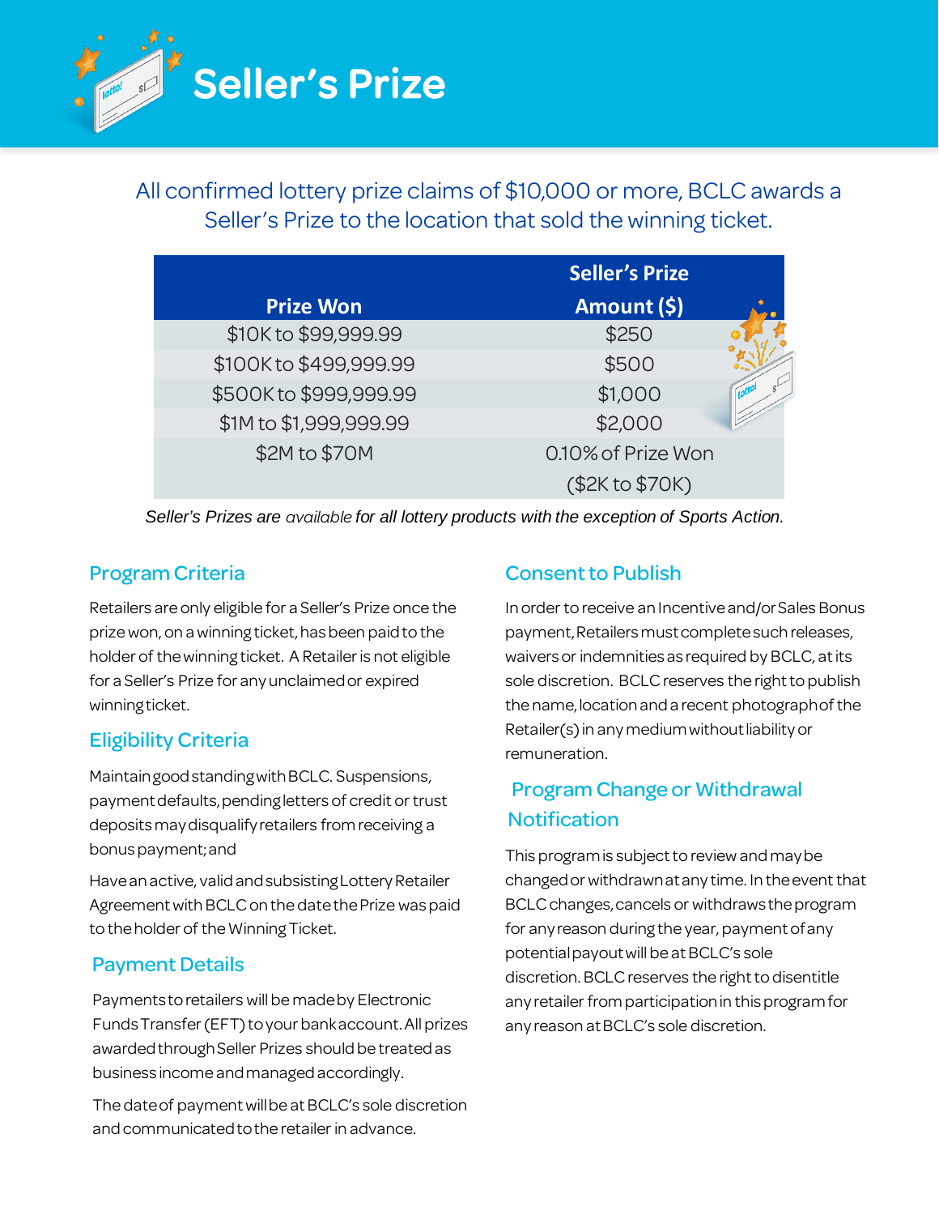# Seller's Prize

All confirmed lottery prize claims of $10,000 or more, BCLC awards a Seller's Prize to the location that sold the winning ticket.

| Prize Won | Seller's Prize Amount ($) |
|---|---|
| $10K to $99,999.99 | $250 |
| $100K to $499,999.99 | $500 |
| $500K to $999,999.99 | $1,000 |
| $1M to $1,999,999.99 | $2,000 |
| $2M to $70M | 0.10% of Prize Won ($2K to $70K) |

*Seller's Prizes are available for all lottery products with the exception of Sports Action.*

## Program Criteria

Retailers are only eligible for a Seller's Prize once the prize won, on a winning ticket, has been paid to the holder of the winning ticket. A Retailer is not eligible for a Seller's Prize for any unclaimed or expired winning ticket.

## Eligibility Criteria

Maintain good standing with BCLC. Suspensions, payment defaults, pending letters of credit or trust deposits may disqualify retailers from receiving a bonus payment; and

Have an active, valid and subsisting Lottery Retailer Agreement with BCLC on the date the Prize was paid to the holder of the Winning Ticket.

## Payment Details

Payments to retailers will be made by Electronic Funds Transfer (EFT) to your bank account. All prizes awarded through Seller Prizes should be treated as business income and managed accordingly.

The date of payment will be at BCLC's sole discretion and communicated to the retailer in advance.

## Consent to Publish

In order to receive an Incentive and/or Sales Bonus payment, Retailers must complete such releases, waivers or indemnities as required by BCLC, at its sole discretion. BCLC reserves the right to publish the name, location and a recent photograph of the Retailer(s) in any medium without liability or remuneration.

## Program Change or Withdrawal Notification

This program is subject to review and may be changed or withdrawn at any time. In the event that BCLC changes, cancels or withdraws the program for any reason during the year, payment of any potential payout will be at BCLC's sole discretion. BCLC reserves the right to disentitle any retailer from participation in this program for any reason at BCLC's sole discretion.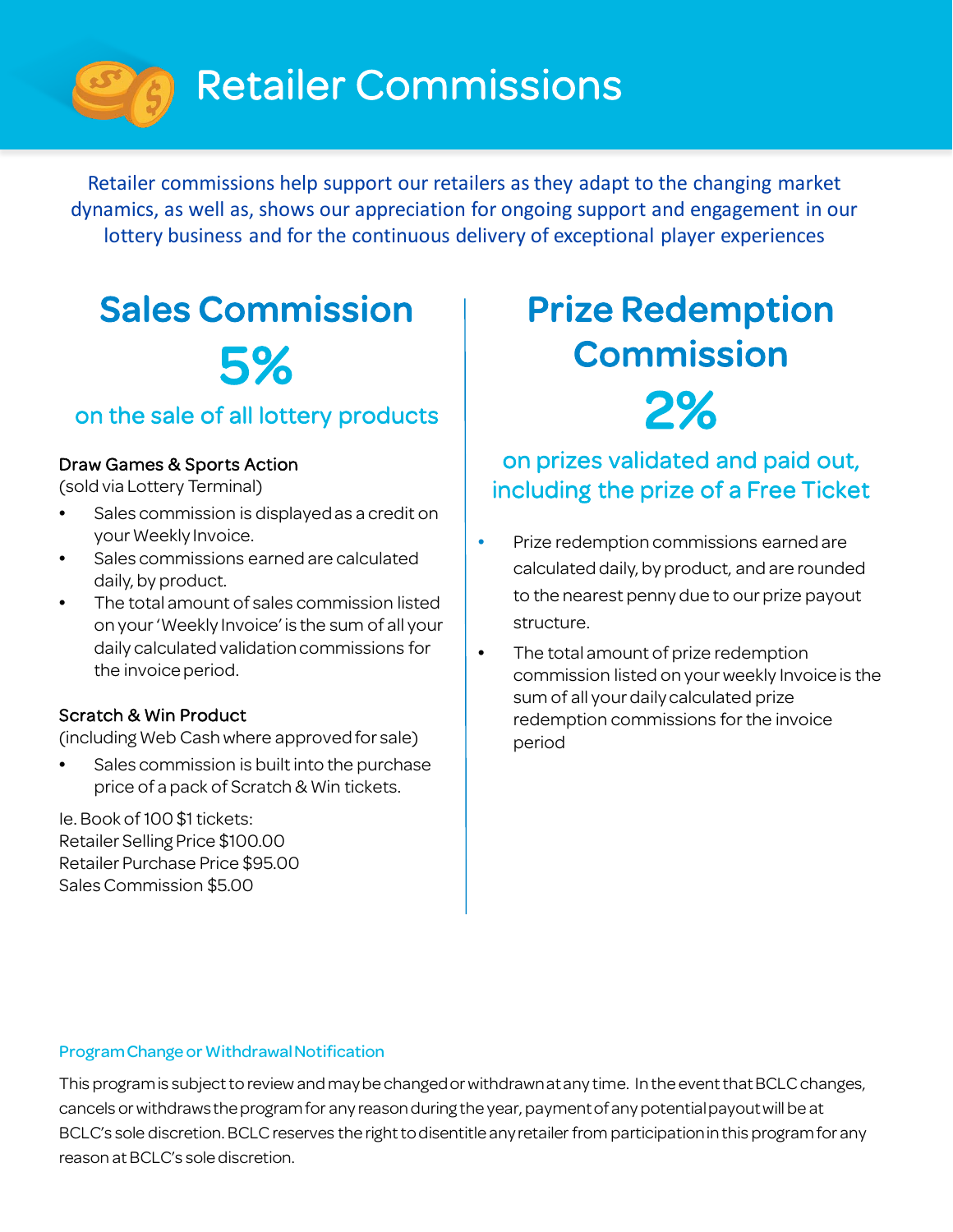# Retailer Commissions

Retailer commissions help support our retailers as they adapt to the changing market dynamics, as well as, shows our appreciation for ongoing support and engagement in our lottery business and for the continuous delivery of exceptional player experiences

## Sales Commission

**5%**

on the sale of all lottery products

**Draw Games & Sports Action**
(sold via Lottery Terminal)

- Sales commission is displayed as a credit on your Weekly Invoice.
- Sales commissions earned are calculated daily, by product.
- The total amount of sales commission listed on your 'Weekly Invoice' is the sum of all your daily calculated validation commissions for the invoice period.

**Scratch & Win Product**
(including Web Cash where approved for sale)

- Sales commission is built into the purchase price of a pack of Scratch & Win tickets.

Ie. Book of 100 $1 tickets:
Retailer Selling Price $100.00
Retailer Purchase Price $95.00
Sales Commission $5.00

## Prize Redemption Commission

**2%**

on prizes validated and paid out, including the prize of a Free Ticket

- Prize redemption commissions earned are calculated daily, by product, and are rounded to the nearest penny due to our prize payout structure.
- The total amount of prize redemption commission listed on your weekly Invoice is the sum of all your daily calculated prize redemption commissions for the invoice period

### Program Change or Withdrawal Notification

This program is subject to review and may be changed or withdrawn at any time. In the event that BCLC changes, cancels or withdraws the program for any reason during the year, payment of any potential payout will be at BCLC's sole discretion. BCLC reserves the right to disentitile any retailer from participation in this program for any reason at BCLC's sole discretion.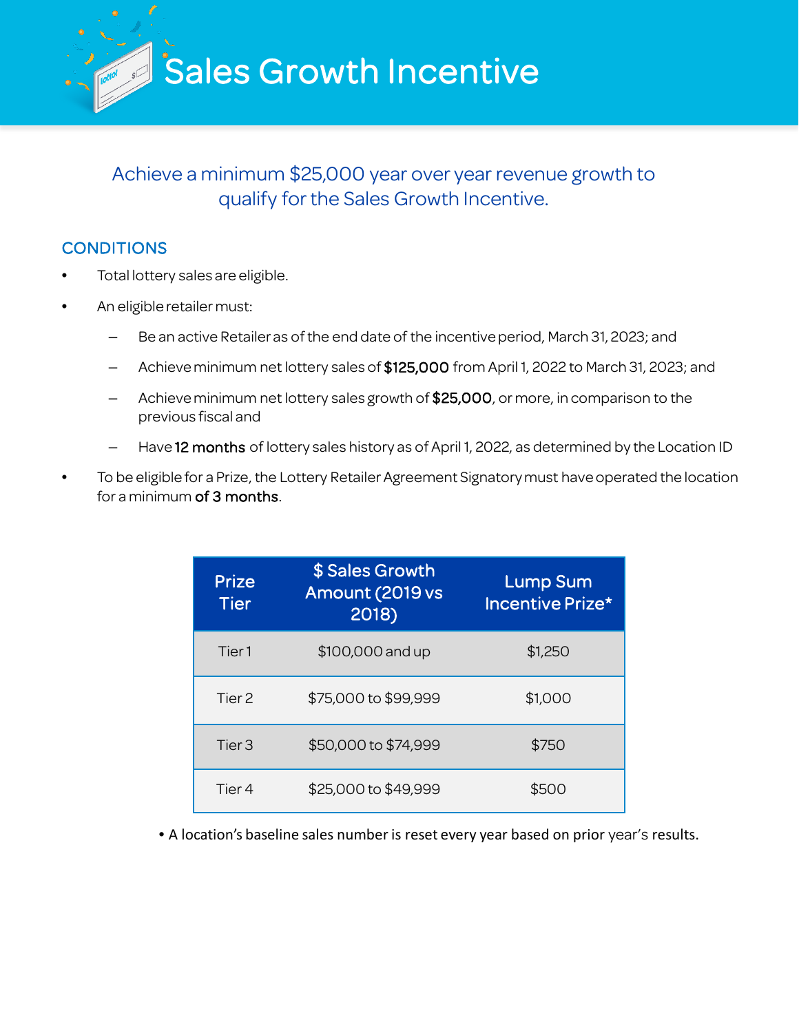# Sales Growth Incentive

Achieve a minimum $25,000 year over year revenue growth to qualify for the Sales Growth Incentive.

## CONDITIONS

- Total lottery sales are eligible.
- An eligible retailer must:
  - Be an active Retailer as of the end date of the incentive period, March 31, 2023; and
  - Achieve minimum net lottery sales of **$125,000** from April 1, 2022 to March 31, 2023; and
  - Achieve minimum net lottery sales growth of **$25,000**, or more, in comparison to the previous fiscal and
  - Have **12 months** of lottery sales history as of April 1, 2022, as determined by the Location ID
- To be eligible for a Prize, the Lottery Retailer Agreement Signatory must have operated the location for a minimum **of 3 months**.

| Prize Tier | $ Sales Growth Amount (2019 vs 2018) | Lump Sum Incentive Prize* |
|---|---|---|
| Tier 1 | $100,000 and up | $1,250 |
| Tier 2 | $75,000 to $99,999 | $1,000 |
| Tier 3 | $50,000 to $74,999 | $750 |
| Tier 4 | $25,000 to $49,999 | $500 |

- A location's baseline sales number is reset every year based on prior year's results.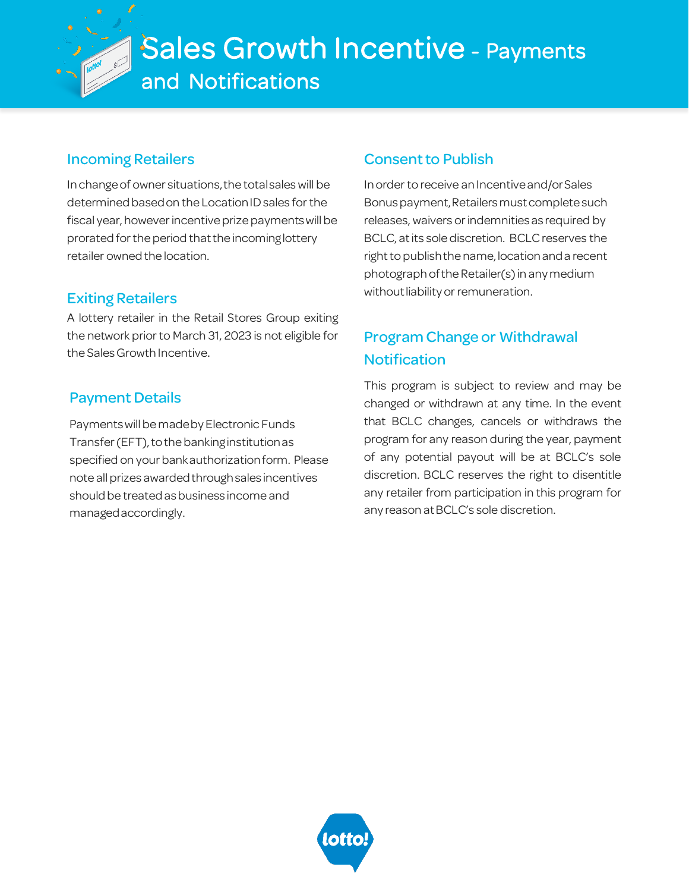# Sales Growth Incentive - Payments and Notifications

## Incoming Retailers

In change of owner situations, the total sales will be determined based on the Location ID sales for the fiscal year, however incentive prize payments will be prorated for the period that the incoming lottery retailer owned the location.

## Exiting Retailers

A lottery retailer in the Retail Stores Group exiting the network prior to March 31, 2023 is not eligible for the Sales Growth Incentive.

## Payment Details

Payments will be made by Electronic Funds Transfer (EFT), to the banking institution as specified on your bank authorization form. Please note all prizes awarded through sales incentives should be treated as business income and managed accordingly.

## Consent to Publish

In order to receive an Incentive and/or Sales Bonus payment, Retailers must complete such releases, waivers or indemnities as required by BCLC, at its sole discretion. BCLC reserves the right to publish the name, location and a recent photograph of the Retailer(s) in any medium without liability or remuneration.

## Program Change or Withdrawal Notification

This program is subject to review and may be changed or withdrawn at any time. In the event that BCLC changes, cancels or withdraws the program for any reason during the year, payment of any potential payout will be at BCLC's sole discretion. BCLC reserves the right to disentitle any retailer from participation in this program for any reason at BCLC's sole discretion.